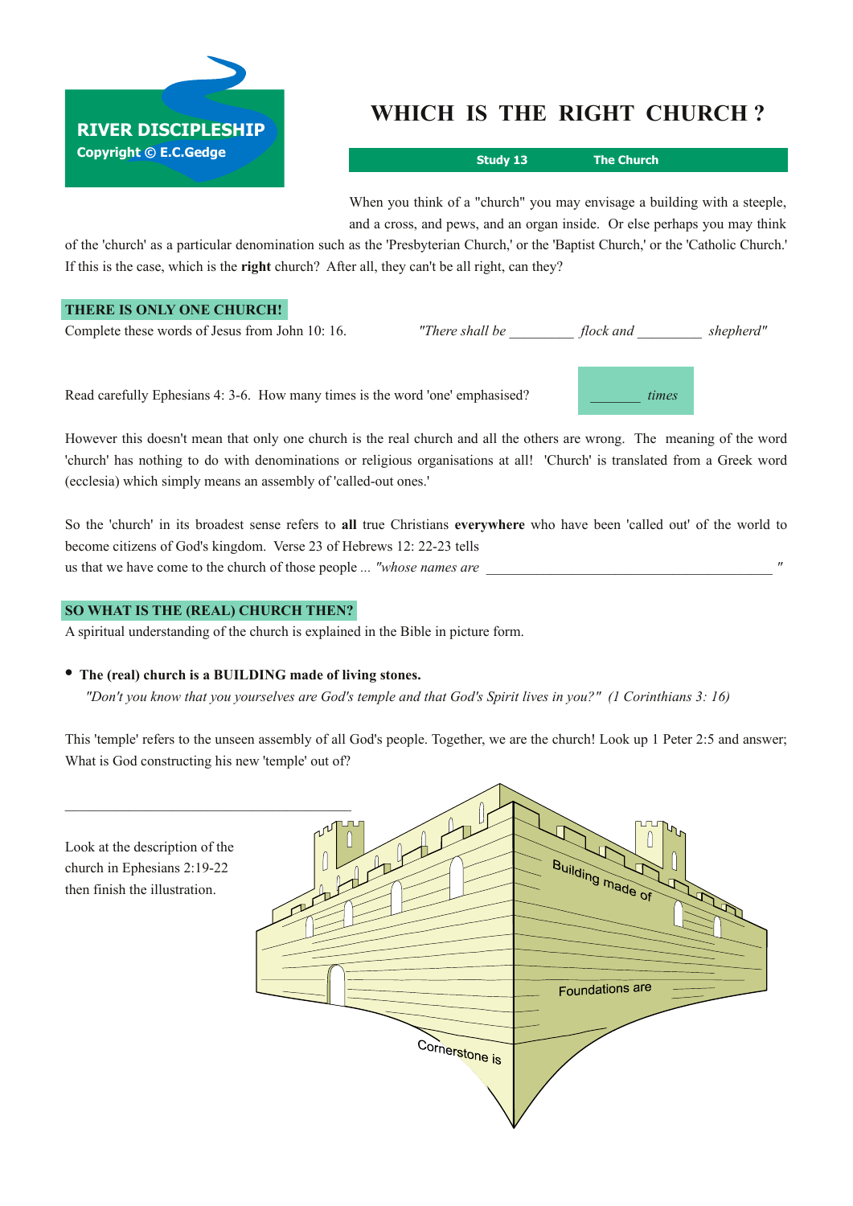**RIVER DISCIPLESHIP**
Copyright © E.C.Gedge

# WHICH IS THE RIGHT CHURCH ?

**Study 13 The Church**

When you think of a "church" you may envisage a building with a steeple, and a cross, and pews, and an organ inside. Or else perhaps you may think of the 'church' as a particular denomination such as the 'Presbyterian Church,' or the 'Baptist Church,' or the 'Catholic Church.' If this is the case, which is the **right** church? After all, they can't be all right, can they?

## THERE IS ONLY ONE CHURCH!

Complete these words of Jesus from John 10: 16. *"There shall be _________ flock and _________ shepherd"*

Read carefully Ephesians 4: 3-6. How many times is the word 'one' emphasised? _______ *times*

However this doesn't mean that only one church is the real church and all the others are wrong. The meaning of the word 'church' has nothing to do with denominations or religious organisations at all! 'Church' is translated from a Greek word (ecclesia) which simply means an assembly of 'called-out ones.'

So the 'church' in its broadest sense refers to **all** true Christians **everywhere** who have been 'called out' of the world to become citizens of God's kingdom. Verse 23 of Hebrews 12: 22-23 tells us that we have come to the church of those people ... *"whose names are ________________________________________ "*

## SO WHAT IS THE (REAL) CHURCH THEN?

A spiritual understanding of the church is explained in the Bible in picture form.

- **The (real) church is a BUILDING made of living stones.**
  *"Don't you know that you yourselves are God's temple and that God's Spirit lives in you?" (1 Corinthians 3: 16)*

This 'temple' refers to the unseen assembly of all God's people. Together, we are the church! Look up 1 Peter 2:5 and answer; What is God constructing his new 'temple' out of?

________________________________________

Look at the description of the church in Ephesians 2:19-22 then finish the illustration.

Building made of

Foundations are

Cornerstone is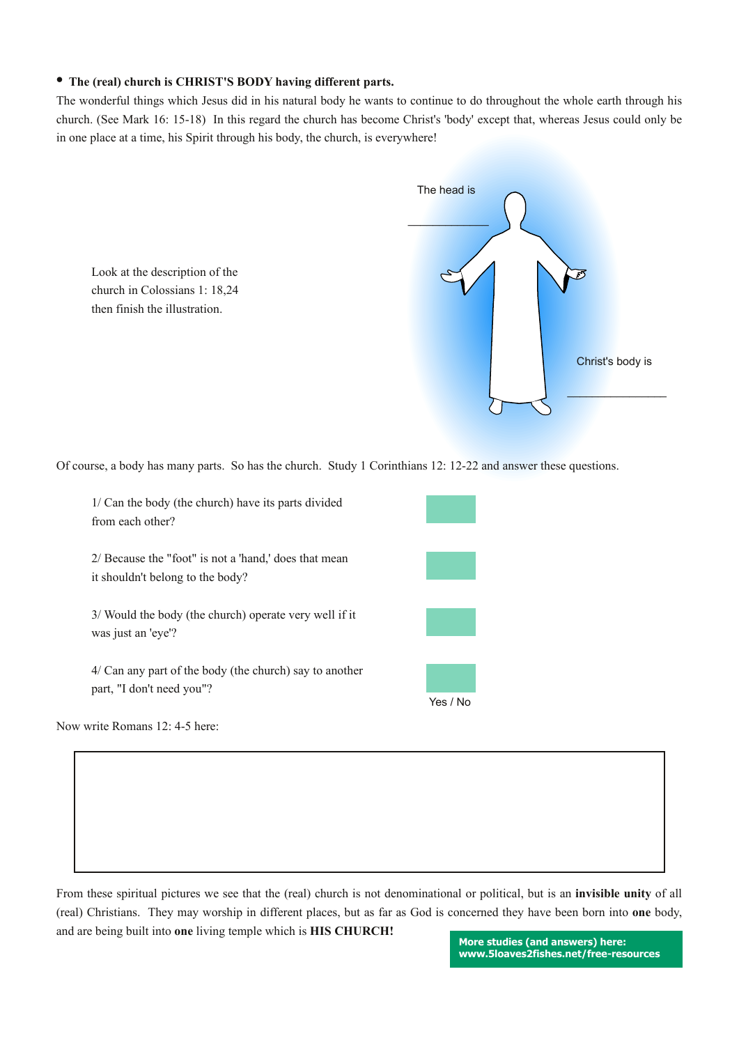- **The (real) church is CHRIST'S BODY having different parts.**

The wonderful things which Jesus did in his natural body he wants to continue to do throughout the whole earth through his church. (See Mark 16: 15-18) In this regard the church has become Christ's 'body' except that, whereas Jesus could only be in one place at a time, his Spirit through his body, the church, is everywhere!

Look at the description of the church in Colossians 1: 18,24 then finish the illustration.

The head is

______________

Christ's body is

________________

Of course, a body has many parts. So has the church. Study 1 Corinthians 12: 12-22 and answer these questions.

1/ Can the body (the church) have its parts divided from each other?

2/ Because the "foot" is not a 'hand,' does that mean it shouldn't belong to the body?

3/ Would the body (the church) operate very well if it was just an 'eye'?

4/ Can any part of the body (the church) say to another part, "I don't need you"?

Yes / No

Now write Romans 12: 4-5 here:

From these spiritual pictures we see that the (real) church is not denominational or political, but is an **invisible unity** of all (real) Christians. They may worship in different places, but as far as God is concerned they have been born into **one** body, and are being built into **one** living temple which is **HIS CHURCH!**

**More studies (and answers) here: www.5loaves2fishes.net/free-resources**